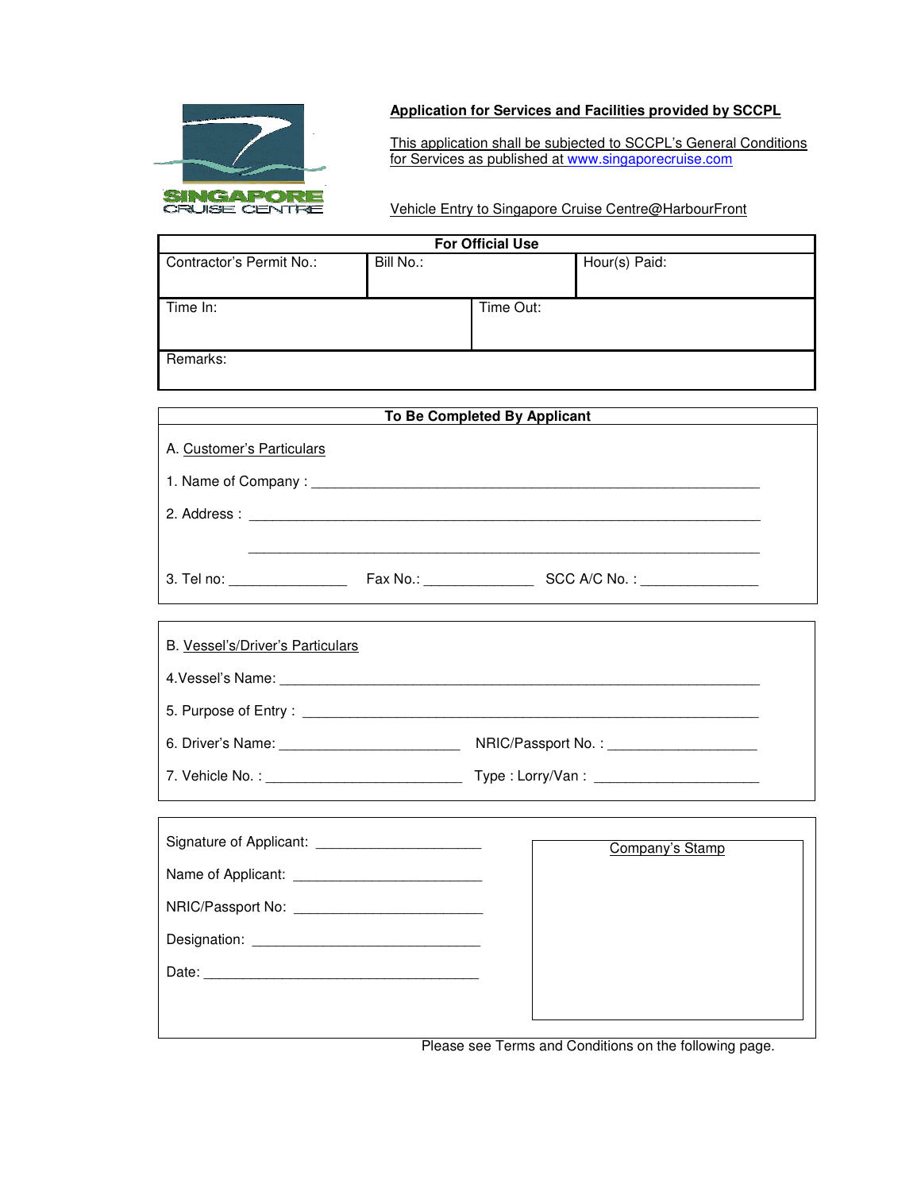SINGAPORE CRUISE CENTRE

## Application for Services and Facilities provided by SCCPL

This application shall be subjected to SCCPL's General Conditions for Services as published at www.singaporecruise.com

Vehicle Entry to Singapore Cruise Centre@HarbourFront

| For Official Use | | |
|---|---|---|
| Contractor's Permit No.: | Bill No.: | Hour(s) Paid: |
| Time In: | Time Out: | |
| Remarks: | | |

**To Be Completed By Applicant**

A. Customer's Particulars

1. Name of Company : ____________________________________________

2. Address : ____________________________________________

____________________________________________

3. Tel no: ______________ Fax No.: ______________ SCC A/C No. : ______________

B. Vessel's/Driver's Particulars

4. Vessel's Name: ____________________________________________

5. Purpose of Entry : ____________________________________________

6. Driver's Name: ______________________ NRIC/Passport No. : __________________

7. Vehicle No. : ______________________ Type : Lorry/Van : __________________

Signature of Applicant: ____________________

Name of Applicant: ______________________

NRIC/Passport No: ______________________

Designation: ___________________________

Date: ________________________________

Company's Stamp

Please see Terms and Conditions on the following page.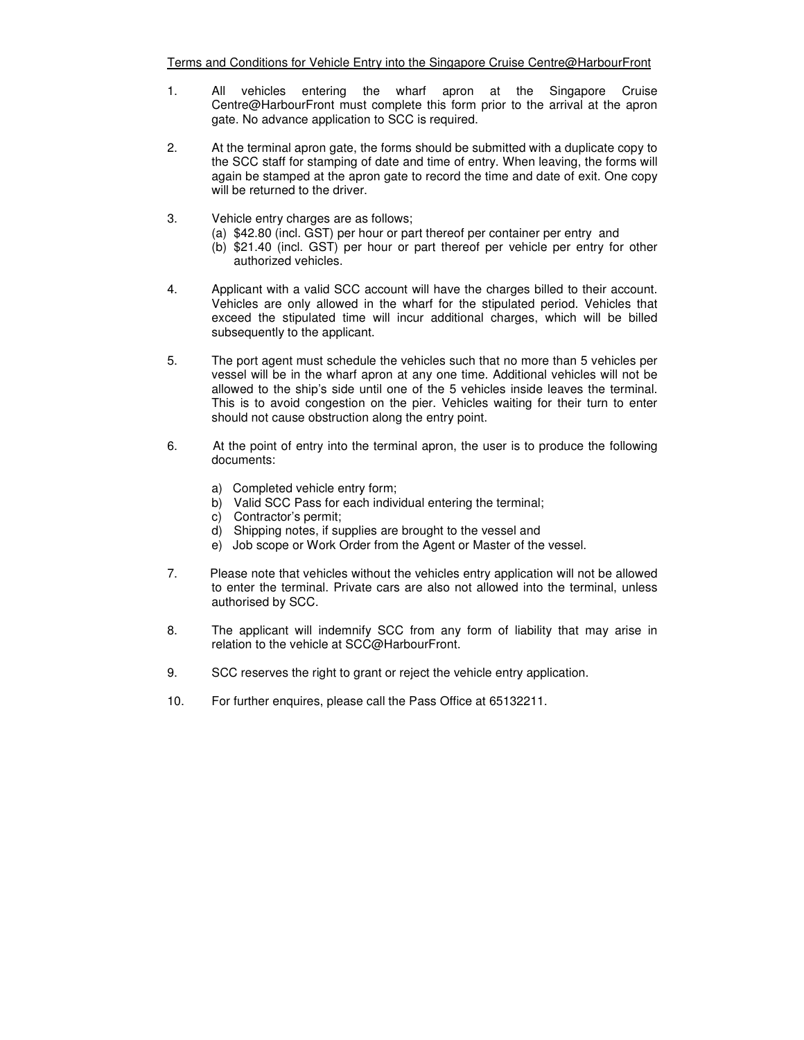Terms and Conditions for Vehicle Entry into the Singapore Cruise Centre@HarbourFront

1. All vehicles entering the wharf apron at the Singapore Cruise Centre@HarbourFront must complete this form prior to the arrival at the apron gate. No advance application to SCC is required.

2. At the terminal apron gate, the forms should be submitted with a duplicate copy to the SCC staff for stamping of date and time of entry. When leaving, the forms will again be stamped at the apron gate to record the time and date of exit. One copy will be returned to the driver.

3. Vehicle entry charges are as follows;
   (a) $42.80 (incl. GST) per hour or part thereof per container per entry and
   (b) $21.40 (incl. GST) per hour or part thereof per vehicle per entry for other authorized vehicles.

4. Applicant with a valid SCC account will have the charges billed to their account. Vehicles are only allowed in the wharf for the stipulated period. Vehicles that exceed the stipulated time will incur additional charges, which will be billed subsequently to the applicant.

5. The port agent must schedule the vehicles such that no more than 5 vehicles per vessel will be in the wharf apron at any one time. Additional vehicles will not be allowed to the ship's side until one of the 5 vehicles inside leaves the terminal. This is to avoid congestion on the pier. Vehicles waiting for their turn to enter should not cause obstruction along the entry point.

6. At the point of entry into the terminal apron, the user is to produce the following documents:

   a) Completed vehicle entry form;
   b) Valid SCC Pass for each individual entering the terminal;
   c) Contractor's permit;
   d) Shipping notes, if supplies are brought to the vessel and
   e) Job scope or Work Order from the Agent or Master of the vessel.

7. Please note that vehicles without the vehicles entry application will not be allowed to enter the terminal. Private cars are also not allowed into the terminal, unless authorised by SCC.

8. The applicant will indemnify SCC from any form of liability that may arise in relation to the vehicle at SCC@HarbourFront.

9. SCC reserves the right to grant or reject the vehicle entry application.

10. For further enquires, please call the Pass Office at 65132211.